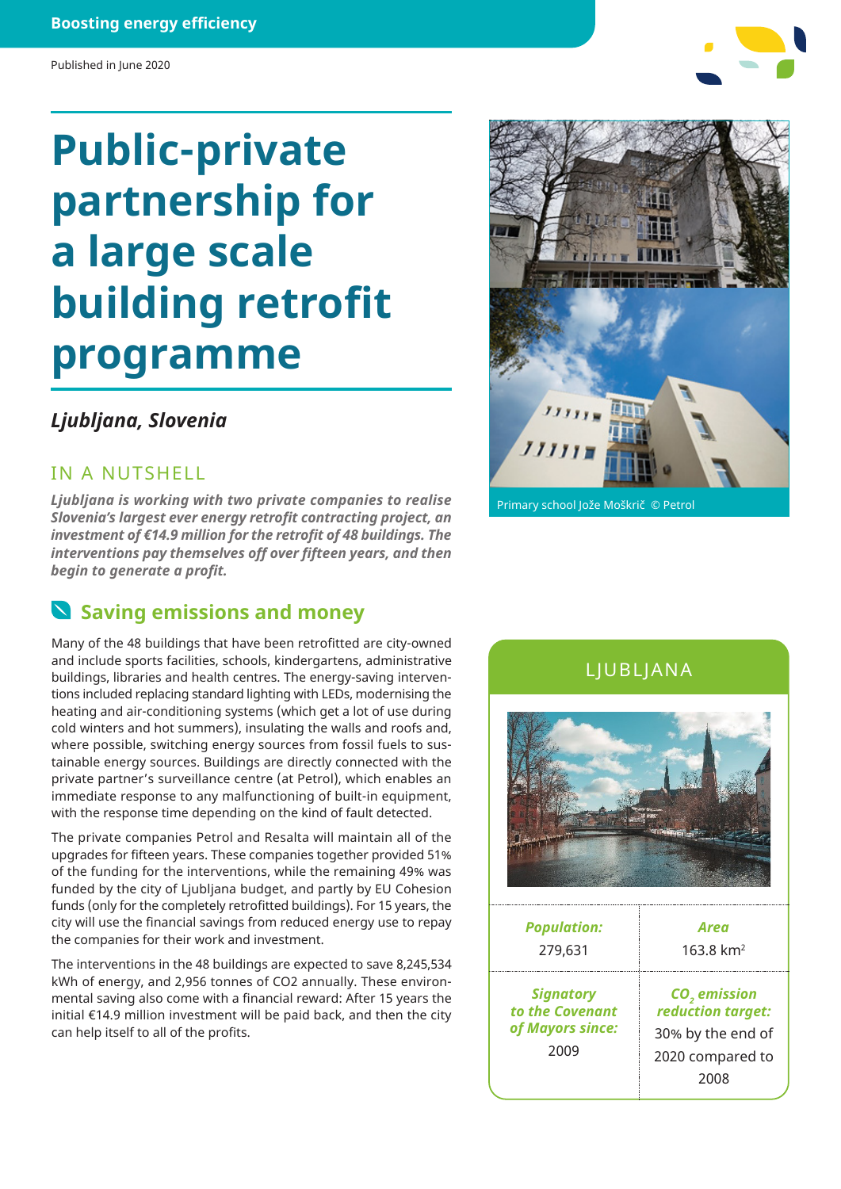Boosting energy efficiency

Published in June 2020

# Public-private partnership for a large scale building retrofit programme

***Ljubljana, Slovenia***

## IN A NUTSHELL

***Ljubljana is working with two private companies to realise Slovenia's largest ever energy retrofit contracting project, an investment of €14.9 million for the retrofit of 48 buildings. The interventions pay themselves off over fifteen years, and then begin to generate a profit.***

## Saving emissions and money

Many of the 48 buildings that have been retrofitted are city-owned and include sports facilities, schools, kindergartens, administrative buildings, libraries and health centres. The energy-saving interventions included replacing standard lighting with LEDs, modernising the heating and air-conditioning systems (which get a lot of use during cold winters and hot summers), insulating the walls and roofs and, where possible, switching energy sources from fossil fuels to sustainable energy sources. Buildings are directly connected with the private partner's surveillance centre (at Petrol), which enables an immediate response to any malfunctioning of built-in equipment, with the response time depending on the kind of fault detected.

The private companies Petrol and Resalta will maintain all of the upgrades for fifteen years. These companies together provided 51% of the funding for the interventions, while the remaining 49% was funded by the city of Ljubljana budget, and partly by EU Cohesion funds (only for the completely retrofitted buildings). For 15 years, the city will use the financial savings from reduced energy use to repay the companies for their work and investment.

The interventions in the 48 buildings are expected to save 8,245,534 kWh of energy, and 2,956 tonnes of CO2 annually. These environmental saving also come with a financial reward: After 15 years the initial €14.9 million investment will be paid back, and then the city can help itself to all of the profits.

Primary school Jože Moškrič © Petrol

## LJUBLJANA

| ***Population:*** | ***Area*** |
|---|---|
| 279,631 | 163.8 km$^2$ |
| ***Signatory to the Covenant of Mayors since:*** | ***$CO_2$ emission reduction target:*** |
| 2009 | 30% by the end of 2020 compared to 2008 |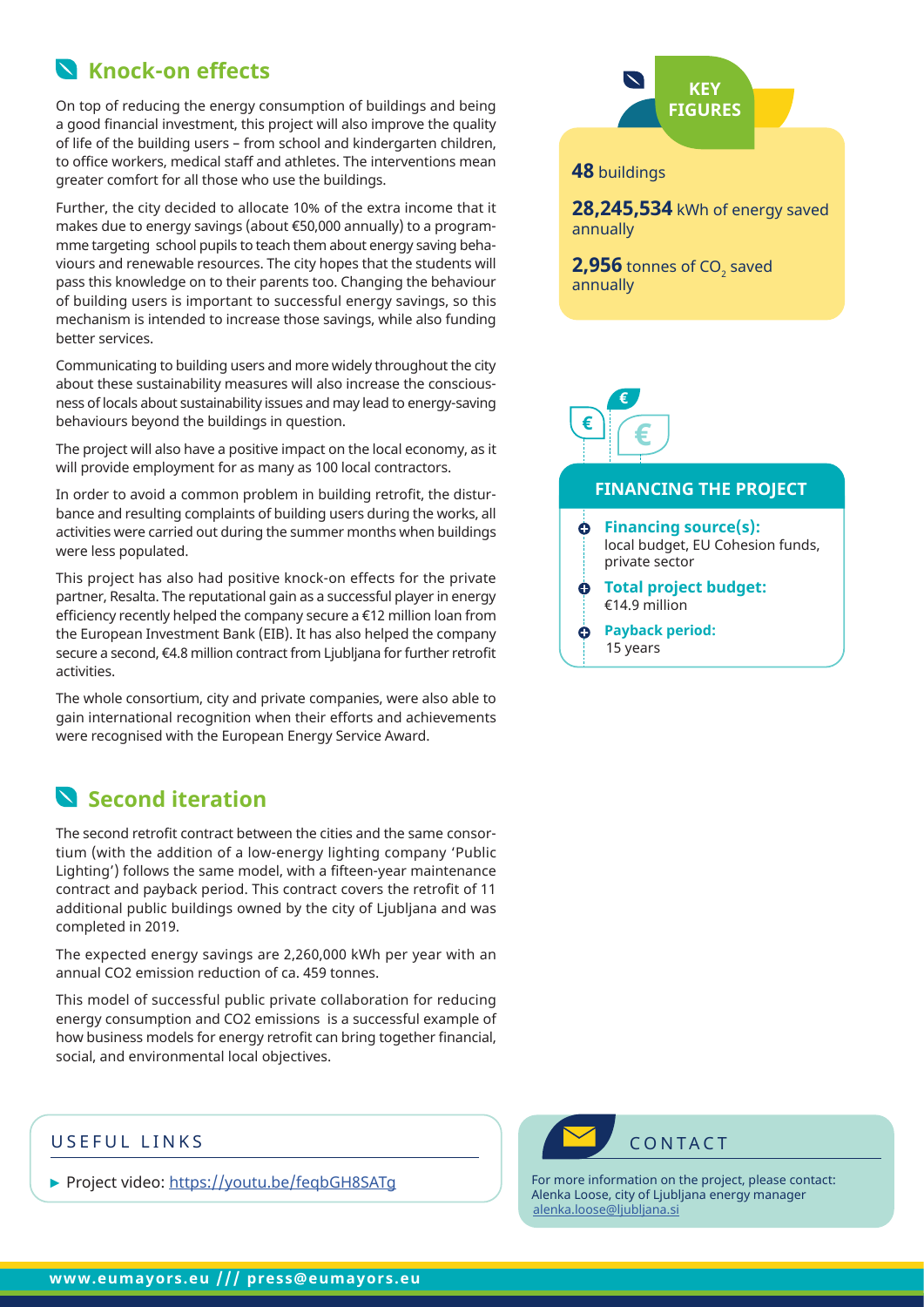## Knock-on effects

On top of reducing the energy consumption of buildings and being a good financial investment, this project will also improve the quality of life of the building users – from school and kindergarten children, to office workers, medical staff and athletes. The interventions mean greater comfort for all those who use the buildings.

Further, the city decided to allocate 10% of the extra income that it makes due to energy savings (about €50,000 annually) to a programme targeting school pupils to teach them about energy saving behaviours and renewable resources. The city hopes that the students will pass this knowledge on to their parents too. Changing the behaviour of building users is important to successful energy savings, so this mechanism is intended to increase those savings, while also funding better services.

Communicating to building users and more widely throughout the city about these sustainability measures will also increase the consciousness of locals about sustainability issues and may lead to energy-saving behaviours beyond the buildings in question.

The project will also have a positive impact on the local economy, as it will provide employment for as many as 100 local contractors.

In order to avoid a common problem in building retrofit, the disturbance and resulting complaints of building users during the works, all activities were carried out during the summer months when buildings were less populated.

This project has also had positive knock-on effects for the private partner, Resalta. The reputational gain as a successful player in energy efficiency recently helped the company secure a €12 million loan from the European Investment Bank (EIB). It has also helped the company secure a second, €4.8 million contract from Ljubljana for further retrofit activities.

The whole consortium, city and private companies, were also able to gain international recognition when their efforts and achievements were recognised with the European Energy Service Award.

## Second iteration

The second retrofit contract between the cities and the same consortium (with the addition of a low-energy lighting company 'Public Lighting') follows the same model, with a fifteen-year maintenance contract and payback period. This contract covers the retrofit of 11 additional public buildings owned by the city of Ljubljana and was completed in 2019.

The expected energy savings are 2,260,000 kWh per year with an annual CO2 emission reduction of ca. 459 tonnes.

This model of successful public private collaboration for reducing energy consumption and CO2 emissions is a successful example of how business models for energy retrofit can bring together financial, social, and environmental local objectives.

### KEY FIGURES

**48** buildings

**28,245,534** kWh of energy saved annually

**2,956** tonnes of $CO_2$ saved annually

### FINANCING THE PROJECT

- **Financing source(s):** local budget, EU Cohesion funds, private sector
- **Total project budget:** €14.9 million
- **Payback period:** 15 years

### USEFUL LINKS

- Project video: https://youtu.be/feqbGH8SATg

### CONTACT

For more information on the project, please contact:
Alenka Loose, city of Ljubljana energy manager
alenka.loose@ljubljana.si